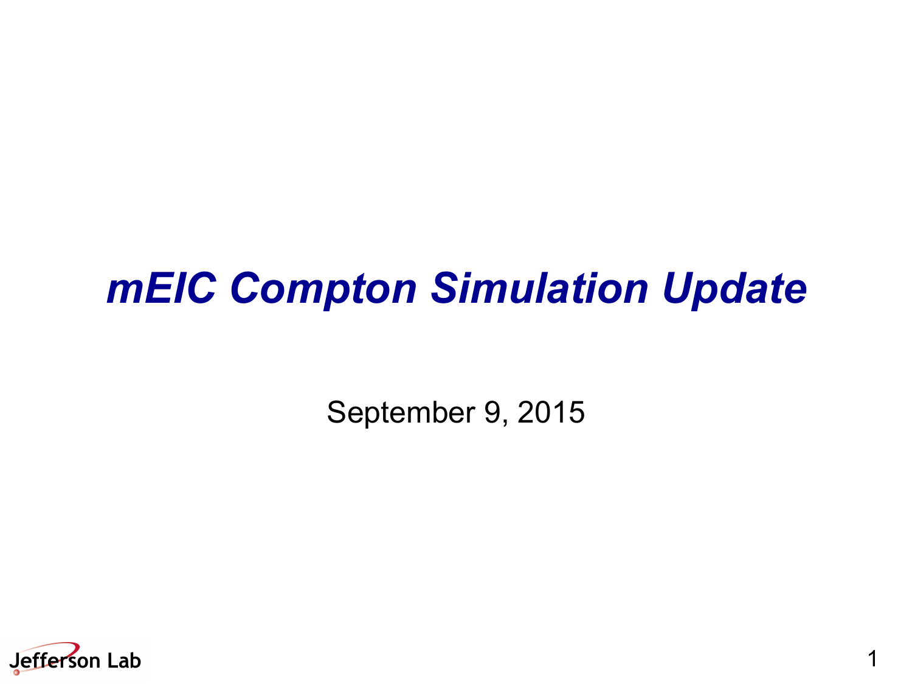# *mEIC Compton Simulation Update*

September 9, 2015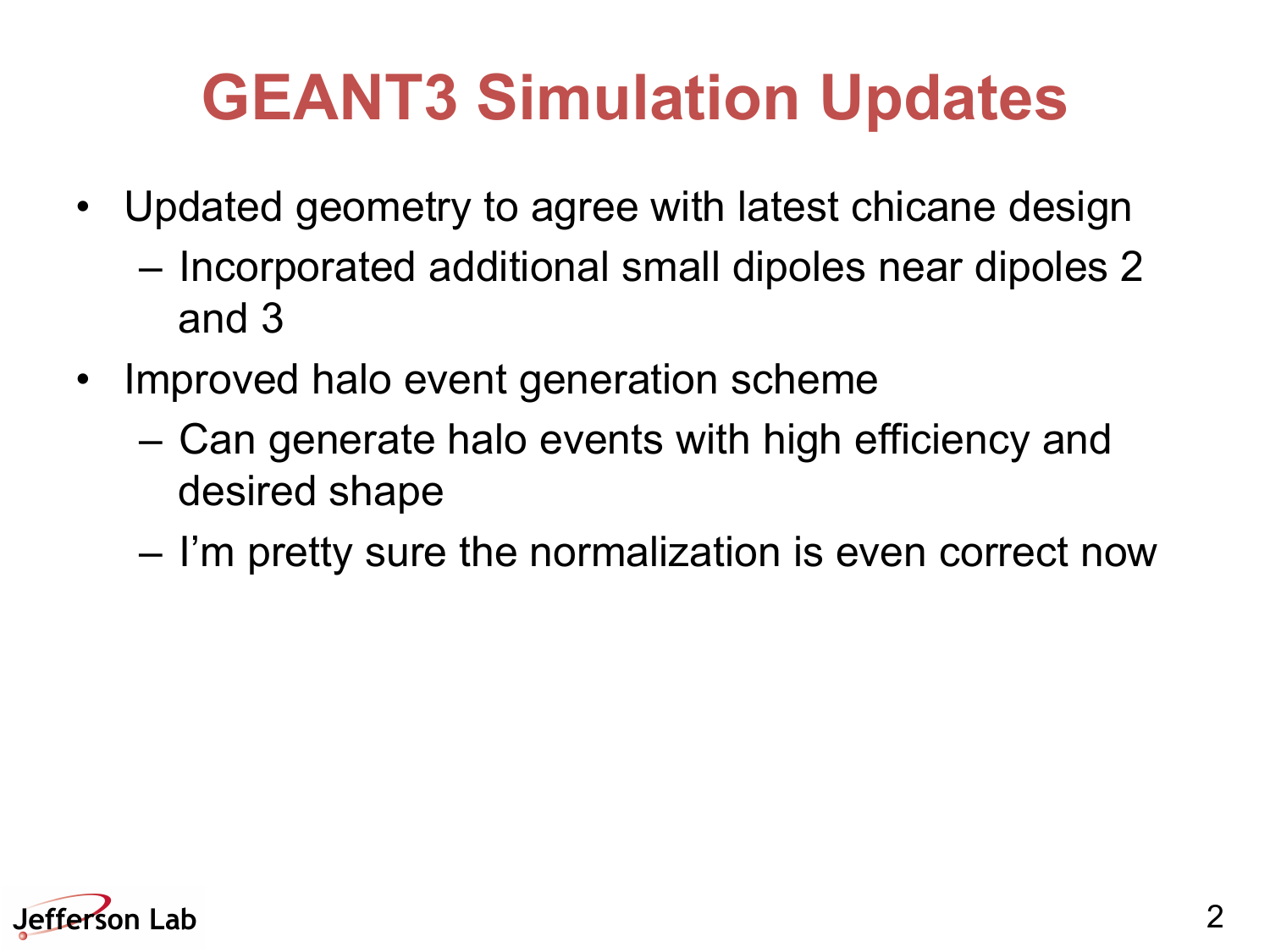# GEANT3 Simulation Updates

- Updated geometry to agree with latest chicane design
  - Incorporated additional small dipoles near dipoles 2 and 3
- Improved halo event generation scheme
  - Can generate halo events with high efficiency and desired shape
  - I'm pretty sure the normalization is even correct now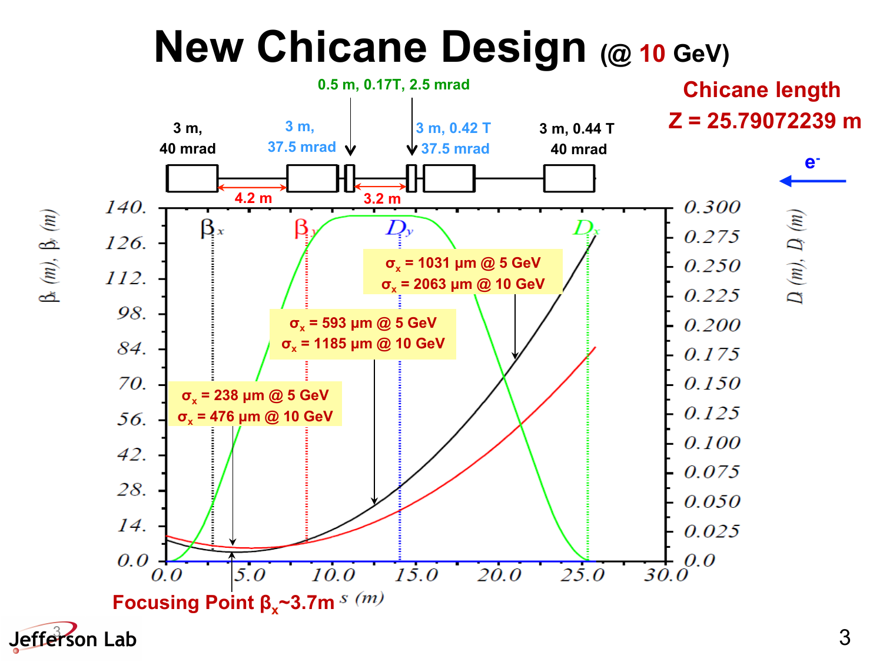# New Chicane Design (@ 10 GeV)

**Chicane length**
**Z = 25.79072239 m**

$e^-$ ←

Magnet layout (labels):

- 3 m, 40 mrad
- 3 m, 37.5 mrad
- 0.5 m, 0.17T, 2.5 mrad
- 3 m, 0.42 T, 37.5 mrad
- 3 m, 0.44 T, 40 mrad
- 4.2 m
- 3.2 m

Plot: $\beta_x$ (m), $\beta_y$ (m) vs. $s$ (m); $D_x$ (m), $D_y$ (m)

- $\sigma_x$ = 238 µm @ 5 GeV, $\sigma_x$ = 476 µm @ 10 GeV
- $\sigma_x$ = 593 µm @ 5 GeV, $\sigma_x$ = 1185 µm @ 10 GeV
- $\sigma_x$ = 1031 µm @ 5 GeV, $\sigma_x$ = 2063 µm @ 10 GeV

**Focusing Point $\beta_x$~3.7m**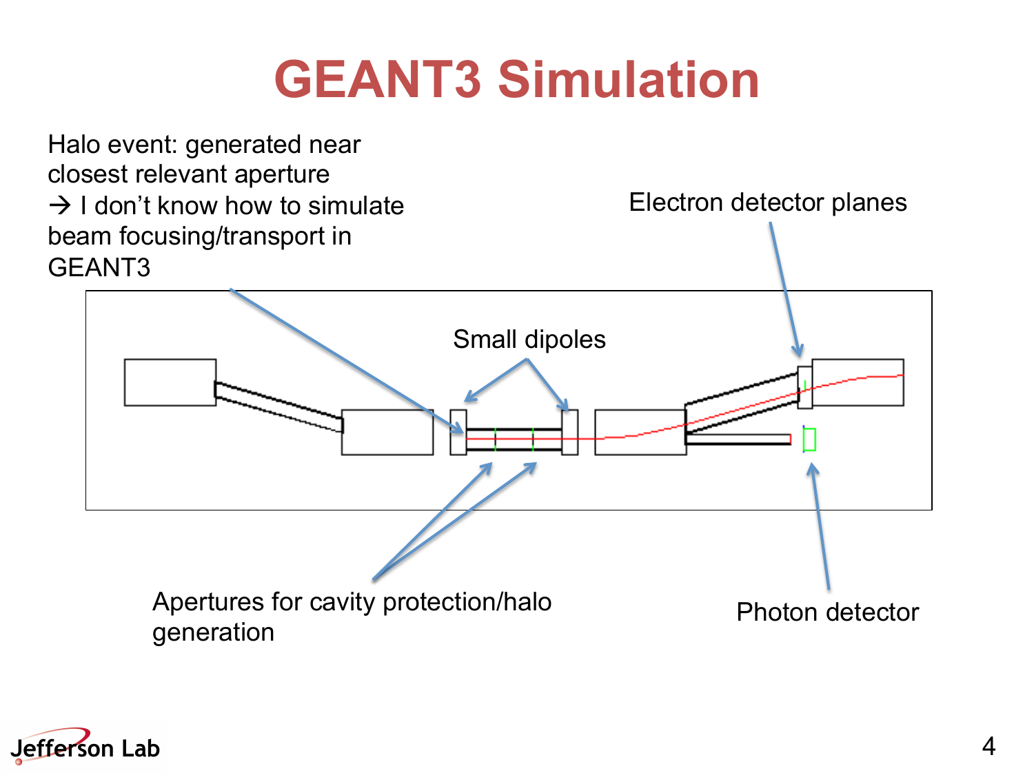# GEANT3 Simulation

Halo event: generated near closest relevant aperture
→ I don't know how to simulate beam focusing/transport in GEANT3

Electron detector planes

Small dipoles

Apertures for cavity protection/halo generation

Photon detector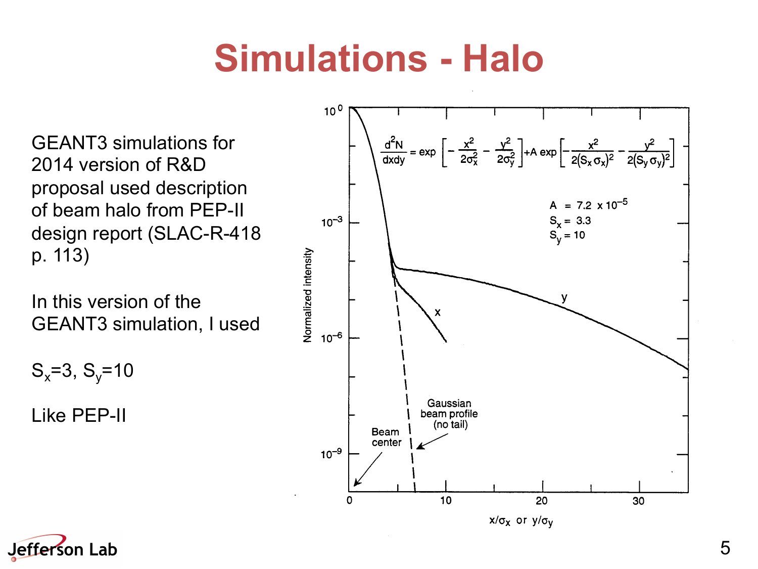# Simulations - Halo

GEANT3 simulations for 2014 version of R&D proposal used description of beam halo from PEP-II design report (SLAC-R-418 p. 113)

In this version of the GEANT3 simulation, I used

$S_x$=3, $S_y$=10

Like PEP-II

$$\frac{d^2N}{dxdy} = \exp\left[-\frac{x^2}{2\sigma_x^2} - \frac{y^2}{2\sigma_y^2}\right] + A\exp\left[-\frac{x^2}{2(S_x\sigma_x)^2} - \frac{y^2}{2(S_y\sigma_y)^2}\right]$$

$A = 7.2 \times 10^{-5}$

$S_x = 3.3$

$S_y = 10$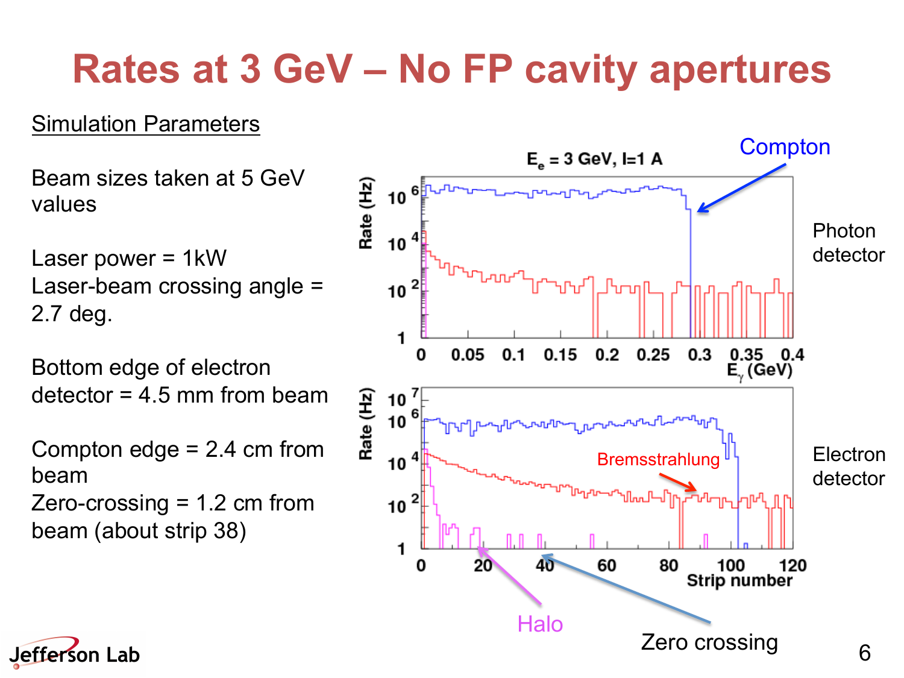# Rates at 3 GeV – No FP cavity apertures

Simulation Parameters

Beam sizes taken at 5 GeV values

Laser power = 1kW

Laser-beam crossing angle = 2.7 deg.

Bottom edge of electron detector = 4.5 mm from beam

Compton edge = 2.4 cm from beam

Zero-crossing = 1.2 cm from beam (about strip 38)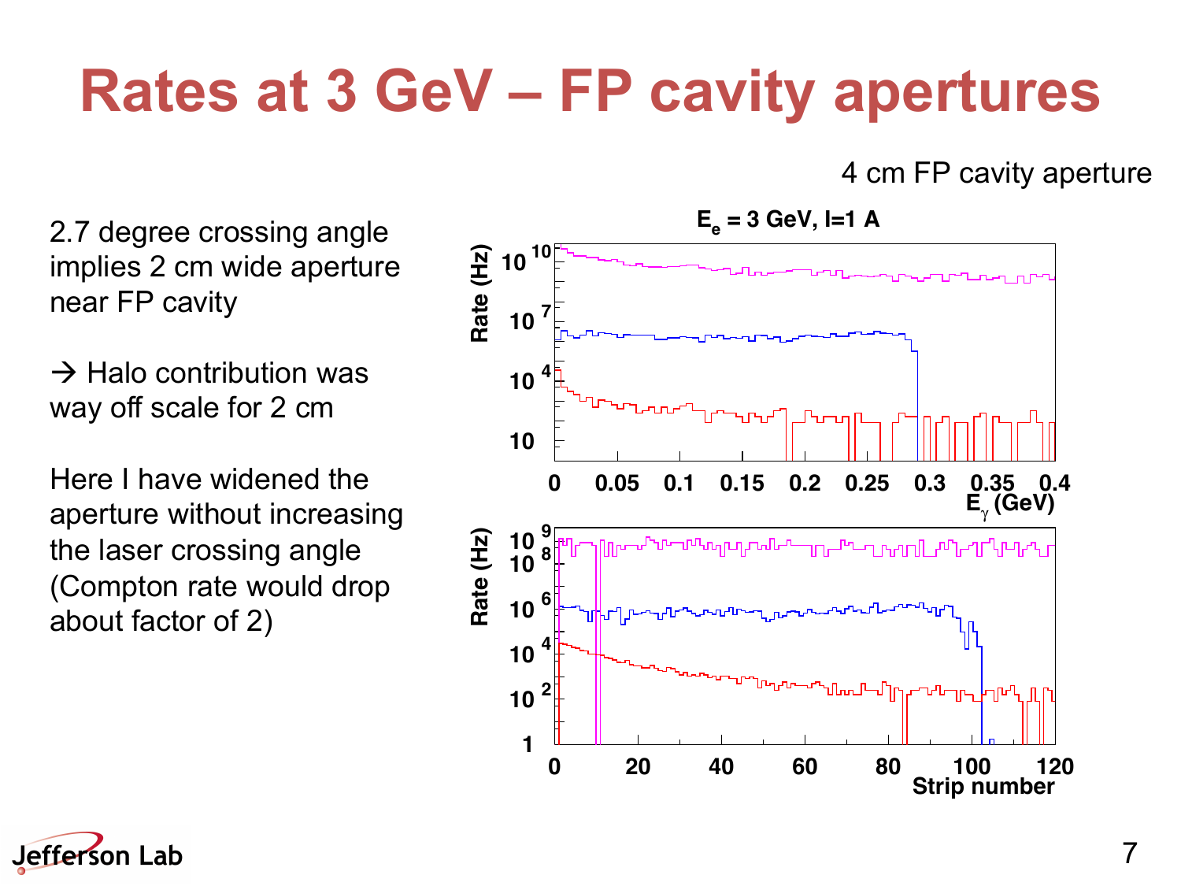# Rates at 3 GeV – FP cavity apertures

4 cm FP cavity aperture

2.7 degree crossing angle implies 2 cm wide aperture near FP cavity

→ Halo contribution was way off scale for 2 cm

Here I have widened the aperture without increasing the laser crossing angle (Compton rate would drop about factor of 2)

$E_e$ = 3 GeV, I=1 A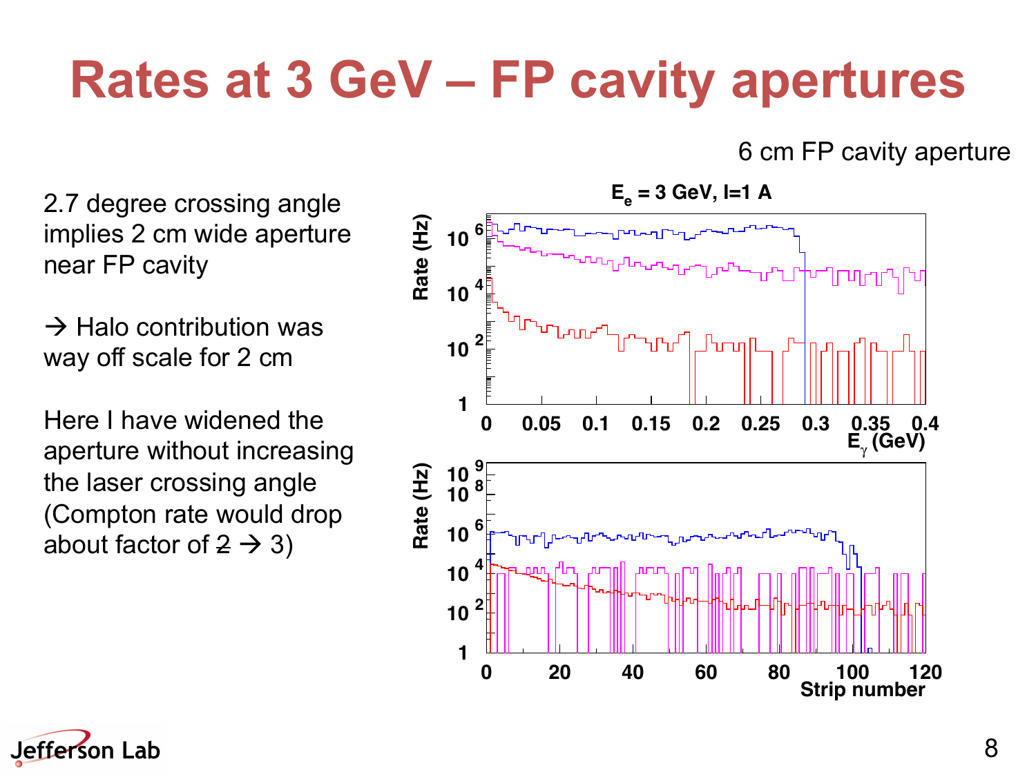# Rates at 3 GeV – FP cavity apertures

6 cm FP cavity aperture

2.7 degree crossing angle implies 2 cm wide aperture near FP cavity

→ Halo contribution was way off scale for 2 cm

Here I have widened the aperture without increasing the laser crossing angle (Compton rate would drop about factor of ~~2~~ → 3)

$E_e$ = 3 GeV, I=1 A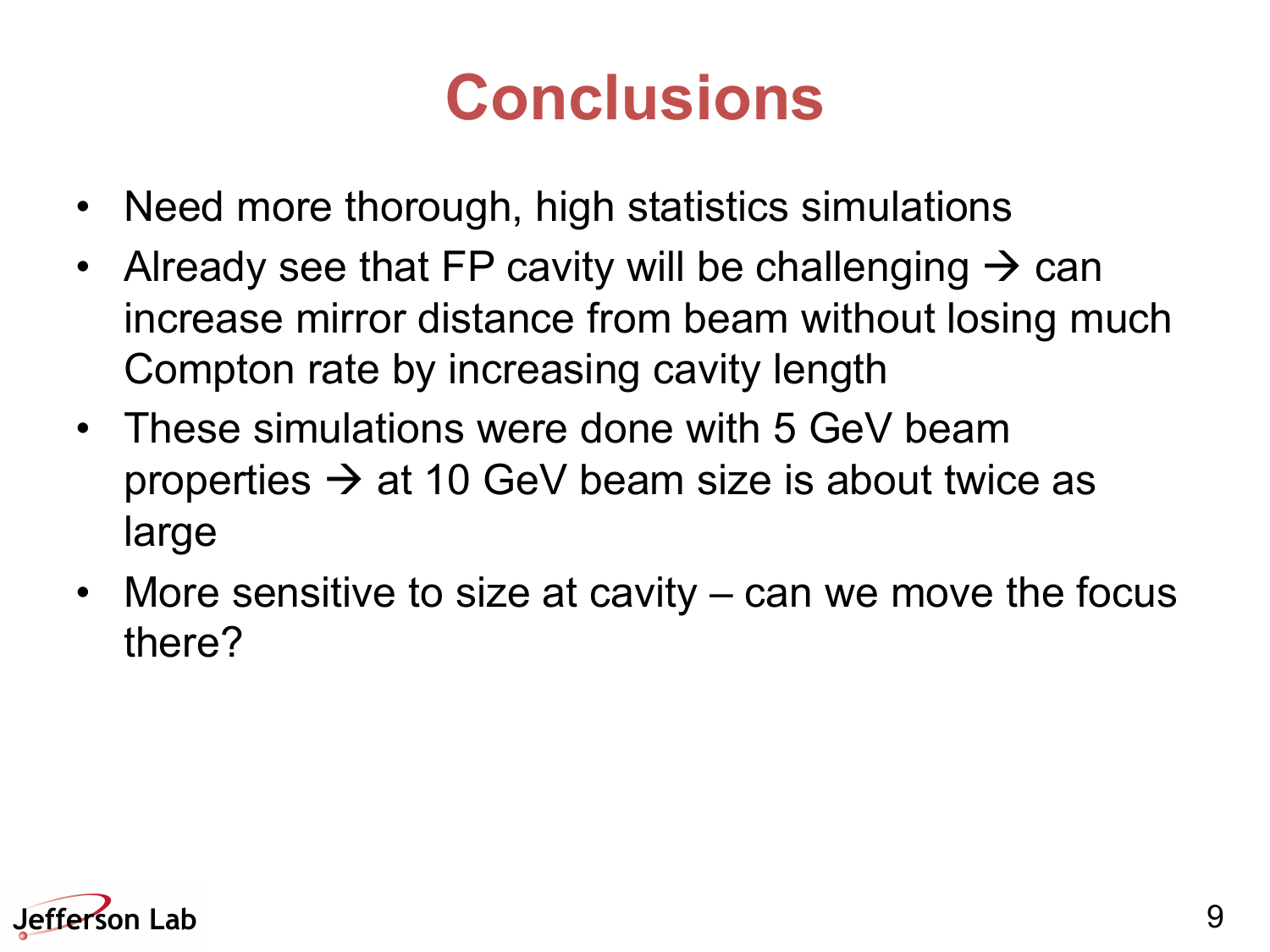# Conclusions

- Need more thorough, high statistics simulations
- Already see that FP cavity will be challenging → can increase mirror distance from beam without losing much Compton rate by increasing cavity length
- These simulations were done with 5 GeV beam properties → at 10 GeV beam size is about twice as large
- More sensitive to size at cavity – can we move the focus there?